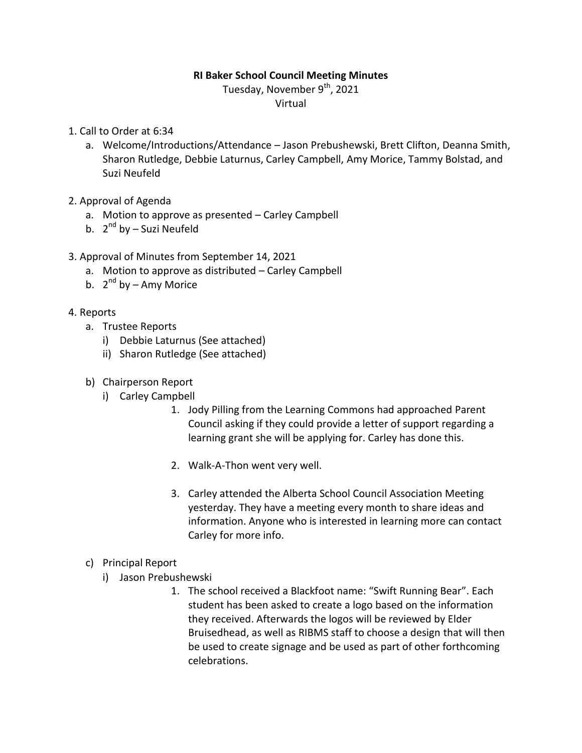**RI Baker School Council Meeting Minutes**

Tuesday, November 9th, 2021

Virtual

1. Call to Order at 6:34
   a. Welcome/Introductions/Attendance – Jason Prebushewski, Brett Clifton, Deanna Smith, Sharon Rutledge, Debbie Laturnus, Carley Campbell, Amy Morice, Tammy Bolstad, and Suzi Neufeld

2. Approval of Agenda
   a. Motion to approve as presented – Carley Campbell
   b. 2nd by – Suzi Neufeld

3. Approval of Minutes from September 14, 2021
   a. Motion to approve as distributed – Carley Campbell
   b. 2nd by – Amy Morice

4. Reports
   a. Trustee Reports
      i) Debbie Laturnus (See attached)
      ii) Sharon Rutledge (See attached)

   b) Chairperson Report
      i) Carley Campbell
         1. Jody Pilling from the Learning Commons had approached Parent Council asking if they could provide a letter of support regarding a learning grant she will be applying for. Carley has done this.

         2. Walk-A-Thon went very well.

         3. Carley attended the Alberta School Council Association Meeting yesterday. They have a meeting every month to share ideas and information. Anyone who is interested in learning more can contact Carley for more info.

   c) Principal Report
      i) Jason Prebushewski
         1. The school received a Blackfoot name: "Swift Running Bear". Each student has been asked to create a logo based on the information they received. Afterwards the logos will be reviewed by Elder Bruisedhead, as well as RIBMS staff to choose a design that will then be used to create signage and be used as part of other forthcoming celebrations.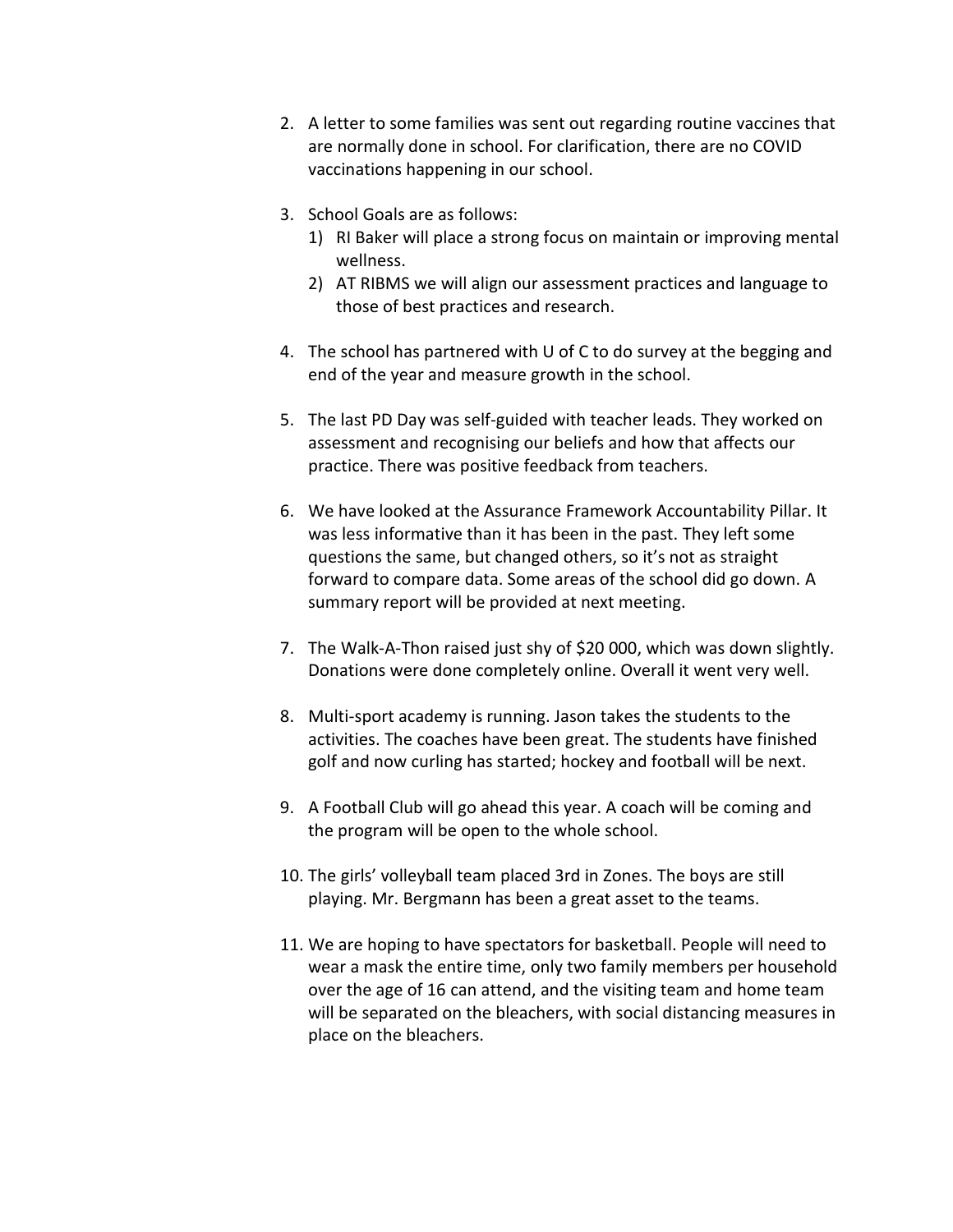2. A letter to some families was sent out regarding routine vaccines that are normally done in school. For clarification, there are no COVID vaccinations happening in our school.

3. School Goals are as follows:
   1) RI Baker will place a strong focus on maintain or improving mental wellness.
   2) AT RIBMS we will align our assessment practices and language to those of best practices and research.

4. The school has partnered with U of C to do survey at the begging and end of the year and measure growth in the school.

5. The last PD Day was self-guided with teacher leads. They worked on assessment and recognising our beliefs and how that affects our practice. There was positive feedback from teachers.

6. We have looked at the Assurance Framework Accountability Pillar. It was less informative than it has been in the past. They left some questions the same, but changed others, so it's not as straight forward to compare data. Some areas of the school did go down. A summary report will be provided at next meeting.

7. The Walk-A-Thon raised just shy of $20 000, which was down slightly. Donations were done completely online. Overall it went very well.

8. Multi-sport academy is running. Jason takes the students to the activities. The coaches have been great. The students have finished golf and now curling has started; hockey and football will be next.

9. A Football Club will go ahead this year. A coach will be coming and the program will be open to the whole school.

10. The girls' volleyball team placed 3rd in Zones. The boys are still playing. Mr. Bergmann has been a great asset to the teams.

11. We are hoping to have spectators for basketball. People will need to wear a mask the entire time, only two family members per household over the age of 16 can attend, and the visiting team and home team will be separated on the bleachers, with social distancing measures in place on the bleachers.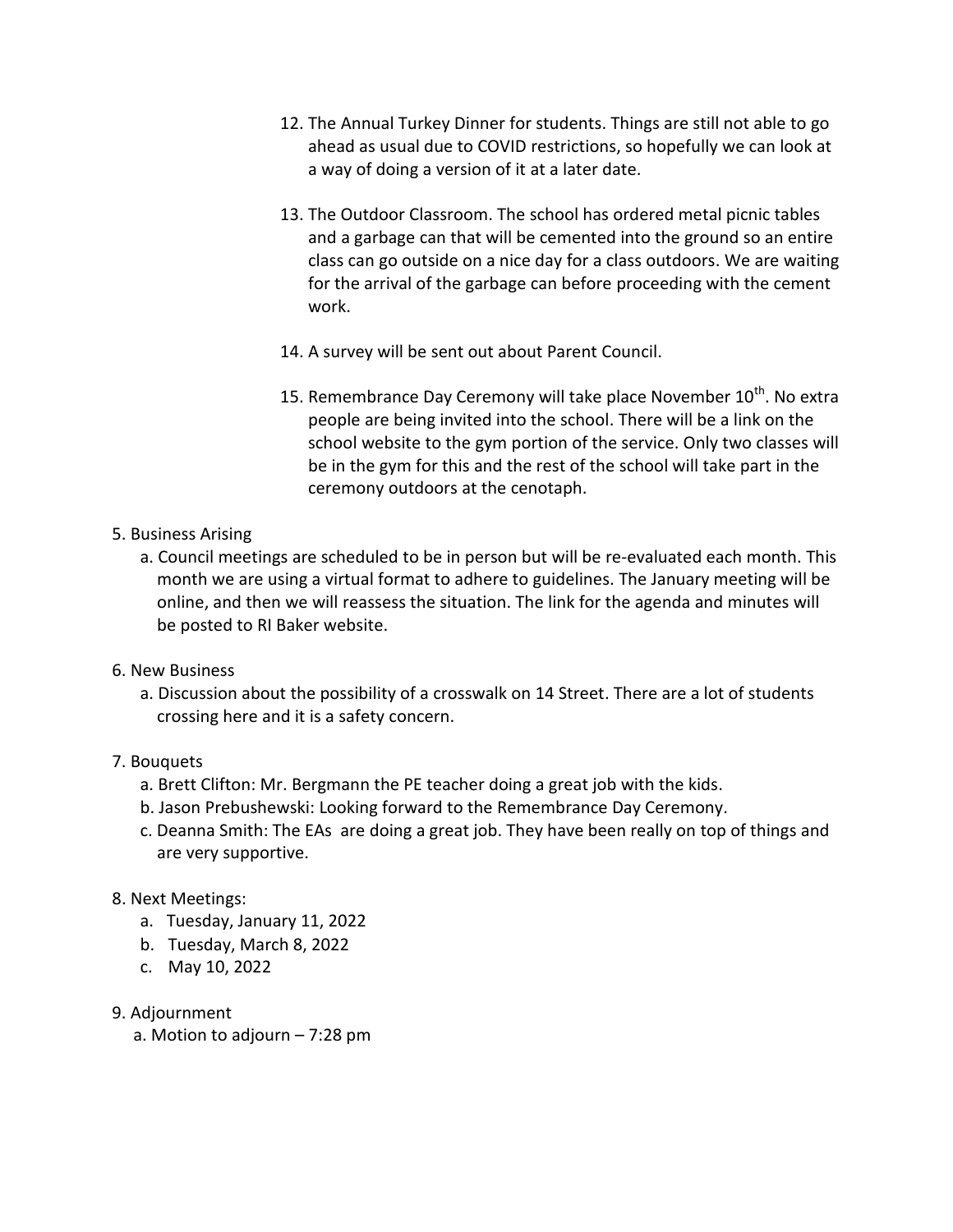12. The Annual Turkey Dinner for students. Things are still not able to go ahead as usual due to COVID restrictions, so hopefully we can look at a way of doing a version of it at a later date.

13. The Outdoor Classroom. The school has ordered metal picnic tables and a garbage can that will be cemented into the ground so an entire class can go outside on a nice day for a class outdoors. We are waiting for the arrival of the garbage can before proceeding with the cement work.

14. A survey will be sent out about Parent Council.

15. Remembrance Day Ceremony will take place November 10th. No extra people are being invited into the school. There will be a link on the school website to the gym portion of the service. Only two classes will be in the gym for this and the rest of the school will take part in the ceremony outdoors at the cenotaph.

5. Business Arising
   a. Council meetings are scheduled to be in person but will be re-evaluated each month. This month we are using a virtual format to adhere to guidelines. The January meeting will be online, and then we will reassess the situation. The link for the agenda and minutes will be posted to RI Baker website.

6. New Business
   a. Discussion about the possibility of a crosswalk on 14 Street. There are a lot of students crossing here and it is a safety concern.

7. Bouquets
   a. Brett Clifton: Mr. Bergmann the PE teacher doing a great job with the kids.
   b. Jason Prebushewski: Looking forward to the Remembrance Day Ceremony.
   c. Deanna Smith: The EAs are doing a great job. They have been really on top of things and are very supportive.

8. Next Meetings:
   a. Tuesday, January 11, 2022
   b. Tuesday, March 8, 2022
   c. May 10, 2022

9. Adjournment
   a. Motion to adjourn – 7:28 pm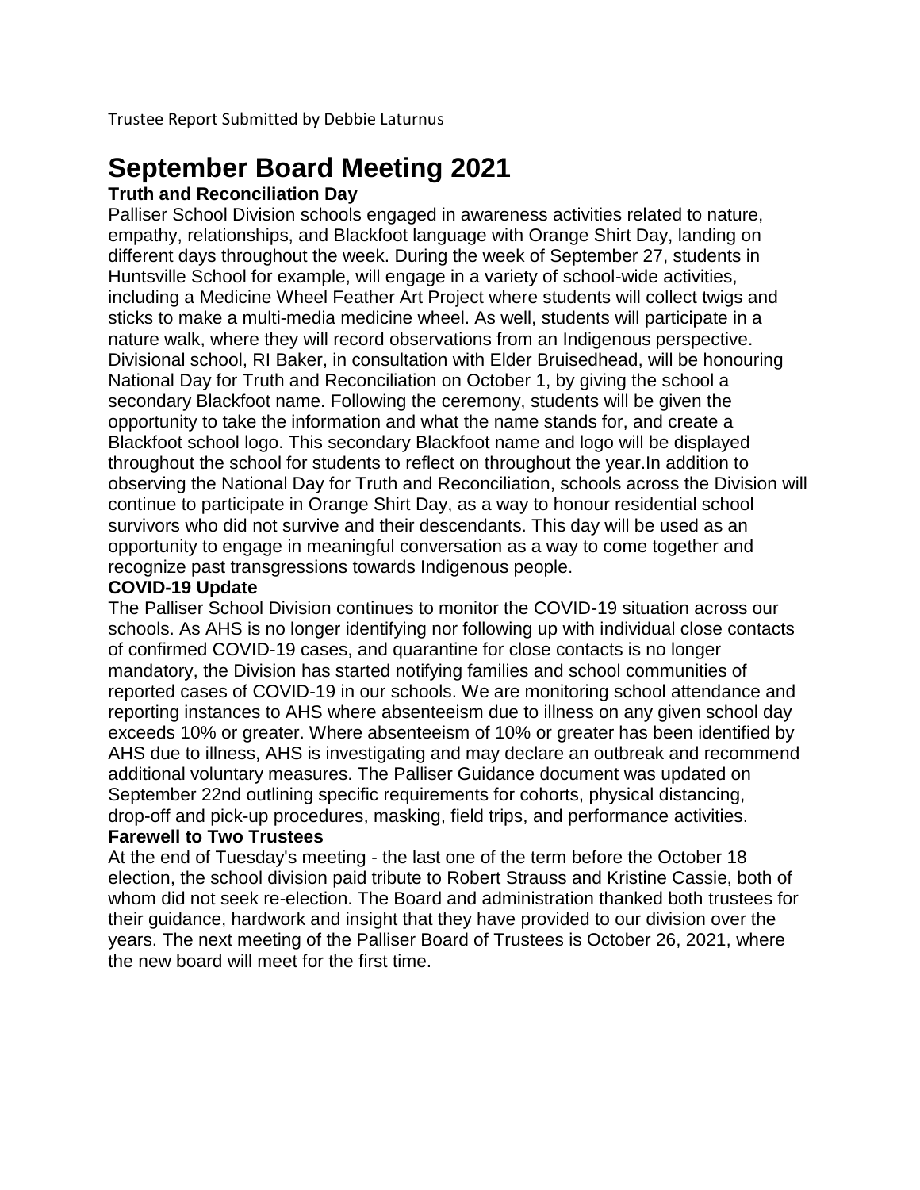Trustee Report Submitted by Debbie Laturnus

# September Board Meeting 2021

### Truth and Reconciliation Day

Palliser School Division schools engaged in awareness activities related to nature, empathy, relationships, and Blackfoot language with Orange Shirt Day, landing on different days throughout the week. During the week of September 27, students in Huntsville School for example, will engage in a variety of school-wide activities, including a Medicine Wheel Feather Art Project where students will collect twigs and sticks to make a multi-media medicine wheel. As well, students will participate in a nature walk, where they will record observations from an Indigenous perspective. Divisional school, RI Baker, in consultation with Elder Bruisedhead, will be honouring National Day for Truth and Reconciliation on October 1, by giving the school a secondary Blackfoot name. Following the ceremony, students will be given the opportunity to take the information and what the name stands for, and create a Blackfoot school logo. This secondary Blackfoot name and logo will be displayed throughout the school for students to reflect on throughout the year.In addition to observing the National Day for Truth and Reconciliation, schools across the Division will continue to participate in Orange Shirt Day, as a way to honour residential school survivors who did not survive and their descendants. This day will be used as an opportunity to engage in meaningful conversation as a way to come together and recognize past transgressions towards Indigenous people.

### COVID-19 Update

The Palliser School Division continues to monitor the COVID-19 situation across our schools. As AHS is no longer identifying nor following up with individual close contacts of confirmed COVID-19 cases, and quarantine for close contacts is no longer mandatory, the Division has started notifying families and school communities of reported cases of COVID-19 in our schools. We are monitoring school attendance and reporting instances to AHS where absenteeism due to illness on any given school day exceeds 10% or greater. Where absenteeism of 10% or greater has been identified by AHS due to illness, AHS is investigating and may declare an outbreak and recommend additional voluntary measures. The Palliser Guidance document was updated on September 22nd outlining specific requirements for cohorts, physical distancing, drop-off and pick-up procedures, masking, field trips, and performance activities.

### Farewell to Two Trustees

At the end of Tuesday's meeting - the last one of the term before the October 18 election, the school division paid tribute to Robert Strauss and Kristine Cassie, both of whom did not seek re-election. The Board and administration thanked both trustees for their guidance, hardwork and insight that they have provided to our division over the years. The next meeting of the Palliser Board of Trustees is October 26, 2021, where the new board will meet for the first time.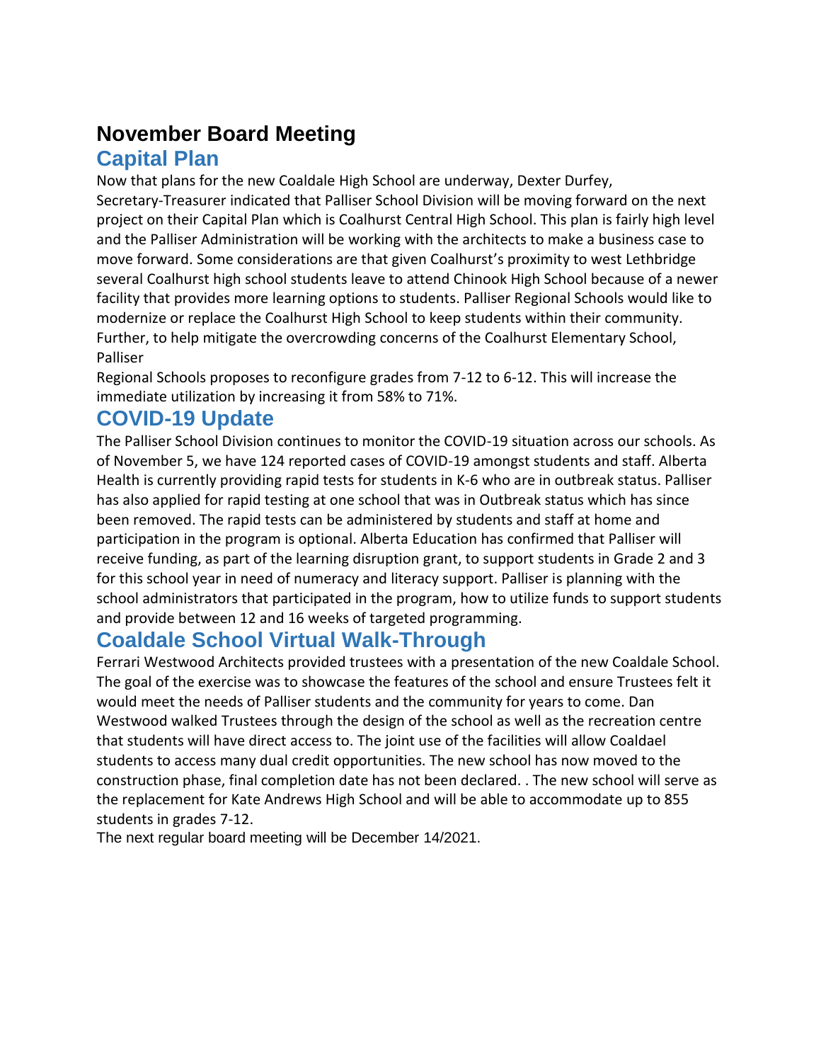# November Board Meeting

## Capital Plan

Now that plans for the new Coaldale High School are underway, Dexter Durfey, Secretary-Treasurer indicated that Palliser School Division will be moving forward on the next project on their Capital Plan which is Coalhurst Central High School. This plan is fairly high level and the Palliser Administration will be working with the architects to make a business case to move forward. Some considerations are that given Coalhurst's proximity to west Lethbridge several Coalhurst high school students leave to attend Chinook High School because of a newer facility that provides more learning options to students. Palliser Regional Schools would like to modernize or replace the Coalhurst High School to keep students within their community. Further, to help mitigate the overcrowding concerns of the Coalhurst Elementary School, Palliser

Regional Schools proposes to reconfigure grades from 7-12 to 6-12. This will increase the immediate utilization by increasing it from 58% to 71%.

## COVID-19 Update

The Palliser School Division continues to monitor the COVID-19 situation across our schools. As of November 5, we have 124 reported cases of COVID-19 amongst students and staff. Alberta Health is currently providing rapid tests for students in K-6 who are in outbreak status. Palliser has also applied for rapid testing at one school that was in Outbreak status which has since been removed. The rapid tests can be administered by students and staff at home and participation in the program is optional. Alberta Education has confirmed that Palliser will receive funding, as part of the learning disruption grant, to support students in Grade 2 and 3 for this school year in need of numeracy and literacy support. Palliser is planning with the school administrators that participated in the program, how to utilize funds to support students and provide between 12 and 16 weeks of targeted programming.

## Coaldale School Virtual Walk-Through

Ferrari Westwood Architects provided trustees with a presentation of the new Coaldale School. The goal of the exercise was to showcase the features of the school and ensure Trustees felt it would meet the needs of Palliser students and the community for years to come. Dan Westwood walked Trustees through the design of the school as well as the recreation centre that students will have direct access to. The joint use of the facilities will allow Coaldael students to access many dual credit opportunities. The new school has now moved to the construction phase, final completion date has not been declared. . The new school will serve as the replacement for Kate Andrews High School and will be able to accommodate up to 855 students in grades 7-12.

The next regular board meeting will be December 14/2021.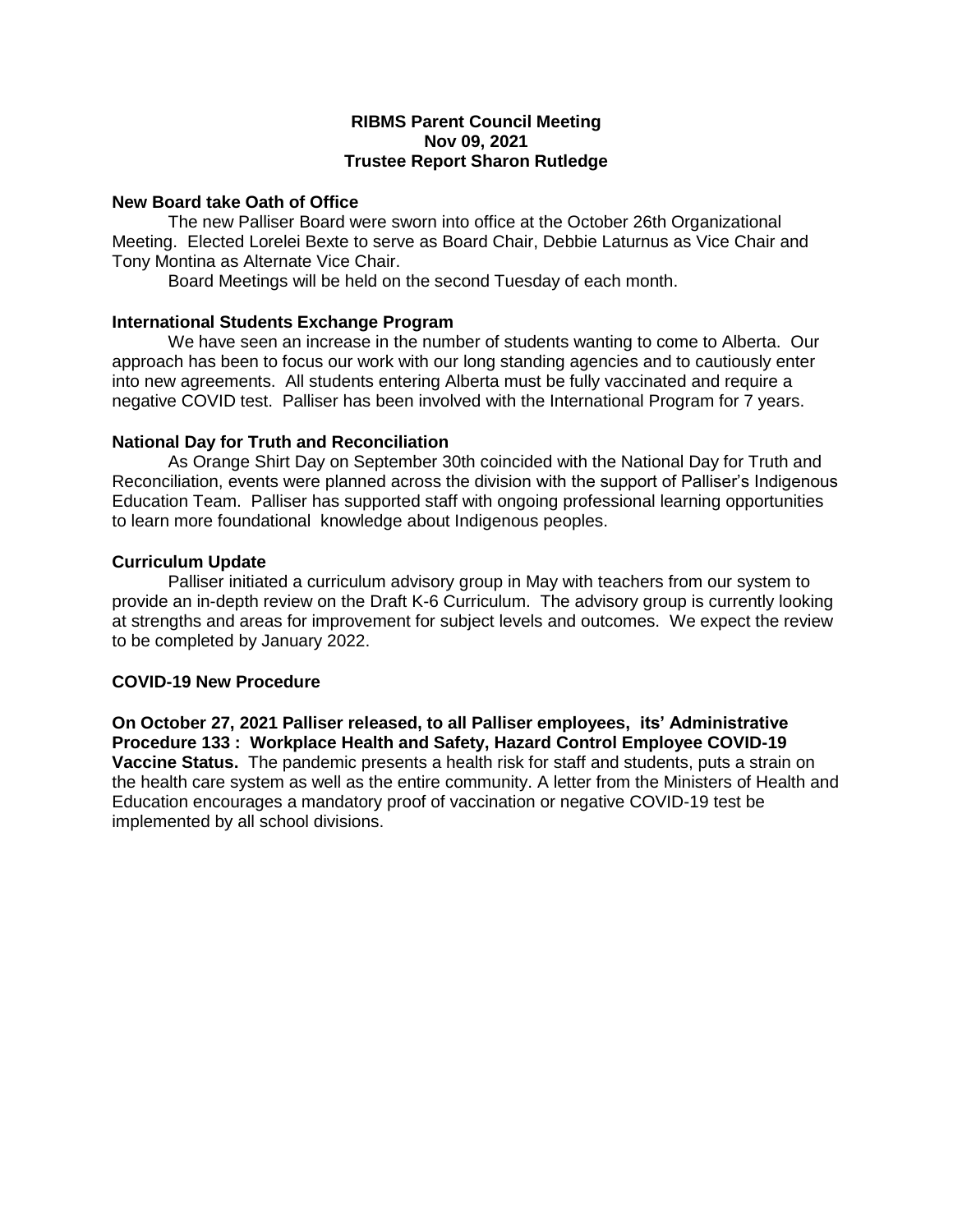**RIBMS Parent Council Meeting**
**Nov 09, 2021**
**Trustee Report Sharon Rutledge**

**New Board take Oath of Office**

The new Palliser Board were sworn into office at the October 26th Organizational Meeting. Elected Lorelei Bexte to serve as Board Chair, Debbie Laturnus as Vice Chair and Tony Montina as Alternate Vice Chair.

Board Meetings will be held on the second Tuesday of each month.

**International Students Exchange Program**

We have seen an increase in the number of students wanting to come to Alberta. Our approach has been to focus our work with our long standing agencies and to cautiously enter into new agreements. All students entering Alberta must be fully vaccinated and require a negative COVID test. Palliser has been involved with the International Program for 7 years.

**National Day for Truth and Reconciliation**

As Orange Shirt Day on September 30th coincided with the National Day for Truth and Reconciliation, events were planned across the division with the support of Palliser's Indigenous Education Team. Palliser has supported staff with ongoing professional learning opportunities to learn more foundational knowledge about Indigenous peoples.

**Curriculum Update**

Palliser initiated a curriculum advisory group in May with teachers from our system to provide an in-depth review on the Draft K-6 Curriculum. The advisory group is currently looking at strengths and areas for improvement for subject levels and outcomes. We expect the review to be completed by January 2022.

**COVID-19 New Procedure**

**On October 27, 2021 Palliser released, to all Palliser employees, its' Administrative Procedure 133 : Workplace Health and Safety, Hazard Control Employee COVID-19 Vaccine Status.** The pandemic presents a health risk for staff and students, puts a strain on the health care system as well as the entire community. A letter from the Ministers of Health and Education encourages a mandatory proof of vaccination or negative COVID-19 test be implemented by all school divisions.